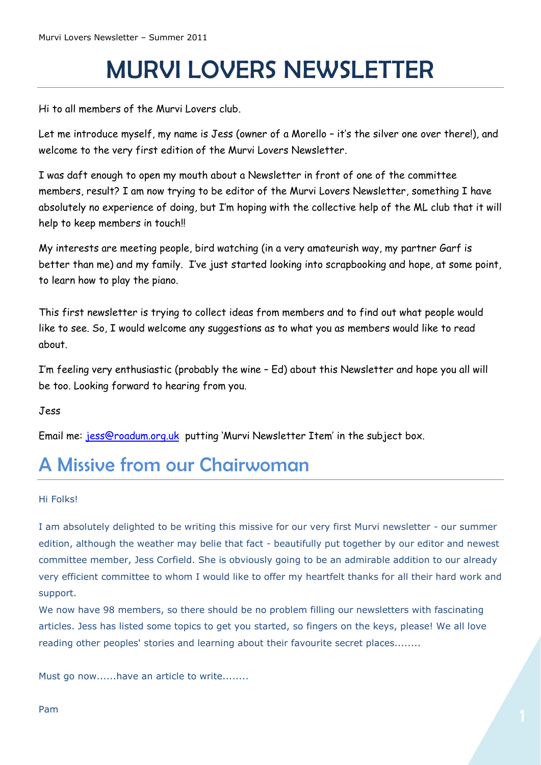# MURVI LOVERS NEWSLETTER

Hi to all members of the Murvi Lovers club.

Let me introduce myself, my name is Jess (owner of a Morello – it's the silver one over there!), and welcome to the very first edition of the Murvi Lovers Newsletter.

I was daft enough to open my mouth about a Newsletter in front of one of the committee members, result? I am now trying to be editor of the Murvi Lovers Newsletter, something I have absolutely no experience of doing, but I'm hoping with the collective help of the ML club that it will help to keep members in touch!!

My interests are meeting people, bird watching (in a very amateurish way, my partner Garf is better than me) and my family. I've just started looking into scrapbooking and hope, at some point, to learn how to play the piano.

This first newsletter is trying to collect ideas from members and to find out what people would like to see. So, I would welcome any suggestions as to what you as members would like to read about.

I'm feeling very enthusiastic (probably the wine – Ed) about this Newsletter and hope you all will be too. Looking forward to hearing from you.

Jess

Email me: jess@roadum.org.uk putting 'Murvi Newsletter Item' in the subject box.

## A Missive from our Chairwoman

Hi Folks!

I am absolutely delighted to be writing this missive for our very first Murvi newsletter - our summer edition, although the weather may belie that fact - beautifully put together by our editor and newest committee member, Jess Corfield. She is obviously going to be an admirable addition to our already very efficient committee to whom I would like to offer my heartfelt thanks for all their hard work and support.

We now have 98 members, so there should be no problem filling our newsletters with fascinating articles. Jess has listed some topics to get you started, so fingers on the keys, please! We all love reading other peoples' stories and learning about their favourite secret places........

Must go now......have an article to write........

Pam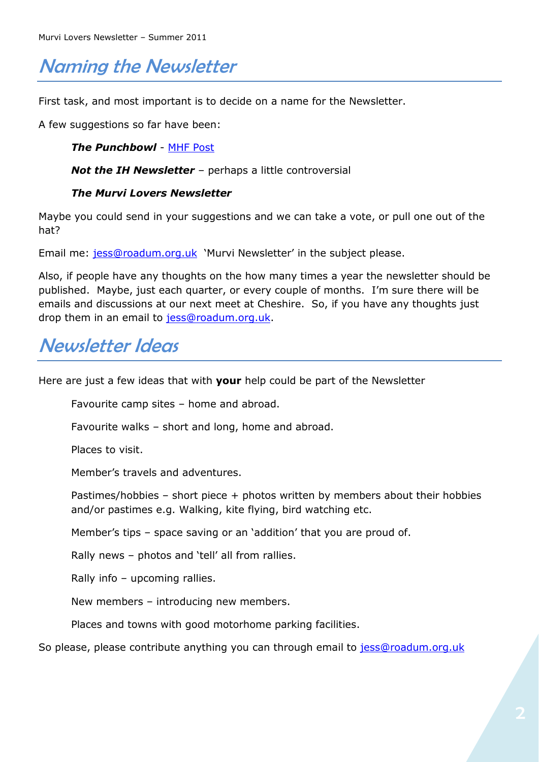## Naming the Newsletter

First task, and most important is to decide on a name for the Newsletter.

A few suggestions so far have been:

> ***The Punchbowl*** - MHF Post
>
> ***Not the IH Newsletter*** – perhaps a little controversial
>
> ***The Murvi Lovers Newsletter***

Maybe you could send in your suggestions and we can take a vote, or pull one out of the hat?

Email me: jess@roadum.org.uk 'Murvi Newsletter' in the subject please.

Also, if people have any thoughts on the how many times a year the newsletter should be published. Maybe, just each quarter, or every couple of months. I'm sure there will be emails and discussions at our next meet at Cheshire. So, if you have any thoughts just drop them in an email to jess@roadum.org.uk.

## Newsletter Ideas

Here are just a few ideas that with **your** help could be part of the Newsletter

> Favourite camp sites – home and abroad.
>
> Favourite walks – short and long, home and abroad.
>
> Places to visit.
>
> Member's travels and adventures.
>
> Pastimes/hobbies – short piece + photos written by members about their hobbies and/or pastimes e.g. Walking, kite flying, bird watching etc.
>
> Member's tips – space saving or an 'addition' that you are proud of.
>
> Rally news – photos and 'tell' all from rallies.
>
> Rally info – upcoming rallies.
>
> New members – introducing new members.
>
> Places and towns with good motorhome parking facilities.

So please, please contribute anything you can through email to jess@roadum.org.uk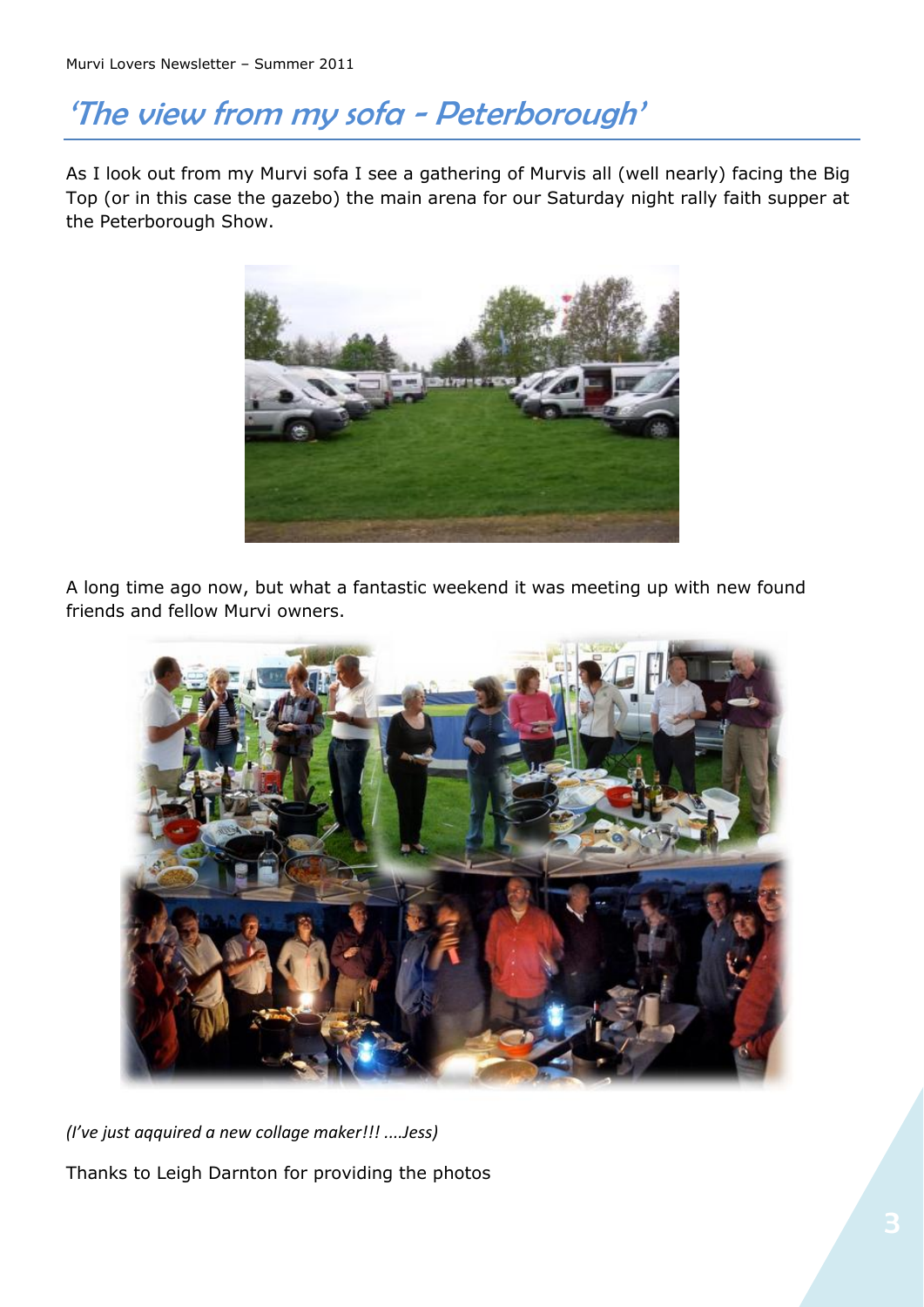# 'The view from my sofa - Peterborough'

As I look out from my Murvi sofa I see a gathering of Murvis all (well nearly) facing the Big Top (or in this case the gazebo) the main arena for our Saturday night rally faith supper at the Peterborough Show.

A long time ago now, but what a fantastic weekend it was meeting up with new found friends and fellow Murvi owners.

*(I've just aqquired a new collage maker!!! ....Jess)*

Thanks to Leigh Darnton for providing the photos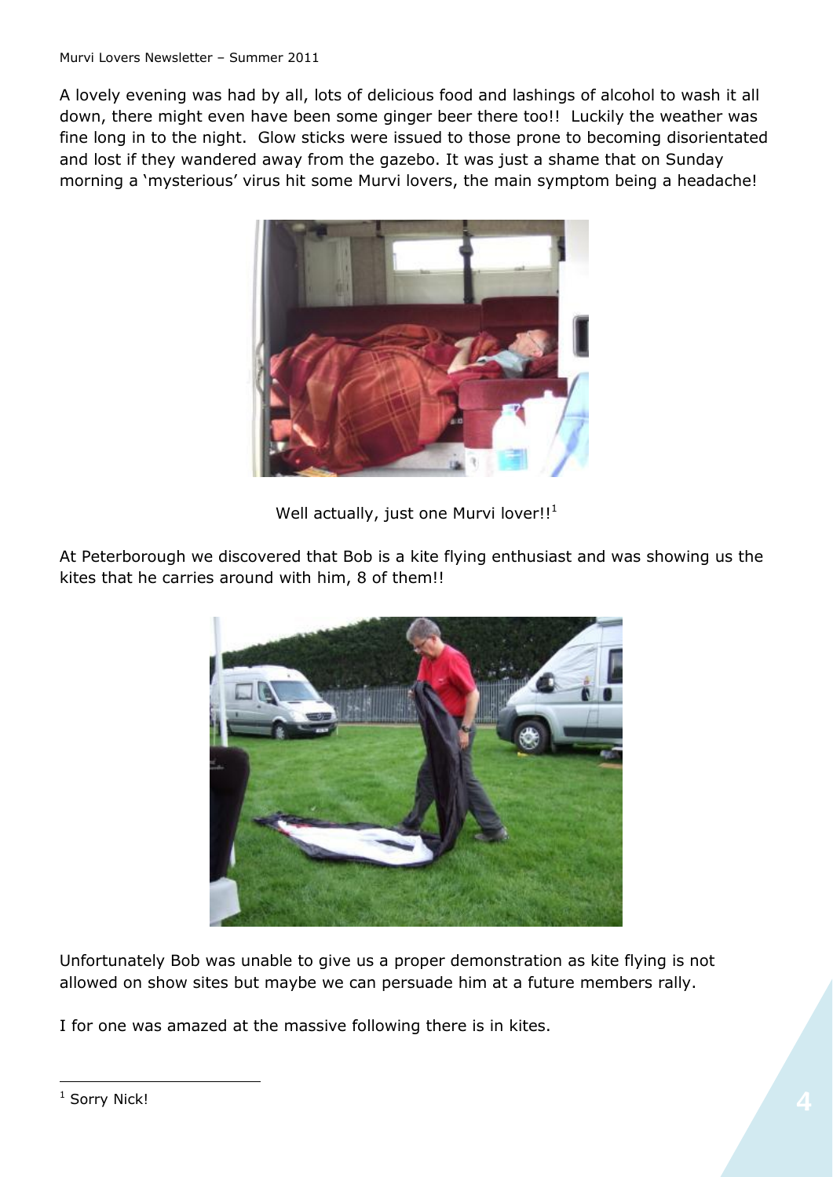A lovely evening was had by all, lots of delicious food and lashings of alcohol to wash it all down, there might even have been some ginger beer there too!! Luckily the weather was fine long in to the night. Glow sticks were issued to those prone to becoming disorientated and lost if they wandered away from the gazebo. It was just a shame that on Sunday morning a 'mysterious' virus hit some Murvi lovers, the main symptom being a headache!

Well actually, just one Murvi lover!![1]

At Peterborough we discovered that Bob is a kite flying enthusiast and was showing us the kites that he carries around with him, 8 of them!!

Unfortunately Bob was unable to give us a proper demonstration as kite flying is not allowed on show sites but maybe we can persuade him at a future members rally.

I for one was amazed at the massive following there is in kites.

---

[1] Sorry Nick!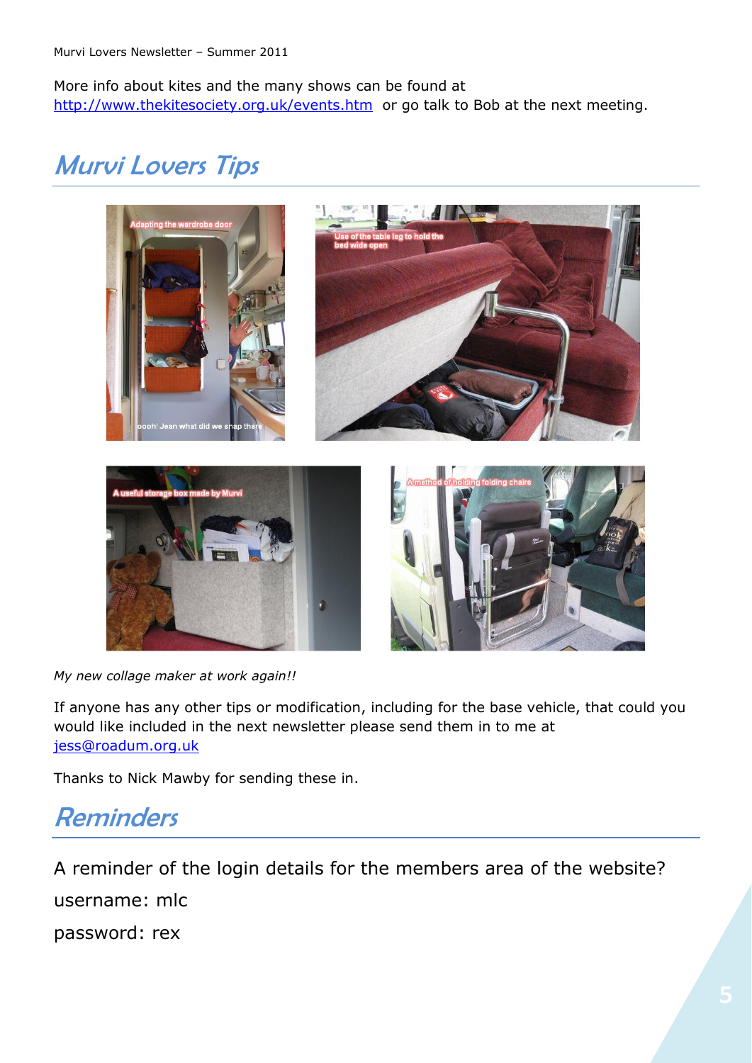More info about kites and the many shows can be found at http://www.thekitesociety.org.uk/events.htm or go talk to Bob at the next meeting.

## Murvi Lovers Tips

*My new collage maker at work again!!*

If anyone has any other tips or modification, including for the base vehicle, that could you would like included in the next newsletter please send them in to me at jess@roadum.org.uk

Thanks to Nick Mawby for sending these in.

## Reminders

A reminder of the login details for the members area of the website?

username: mlc

password: rex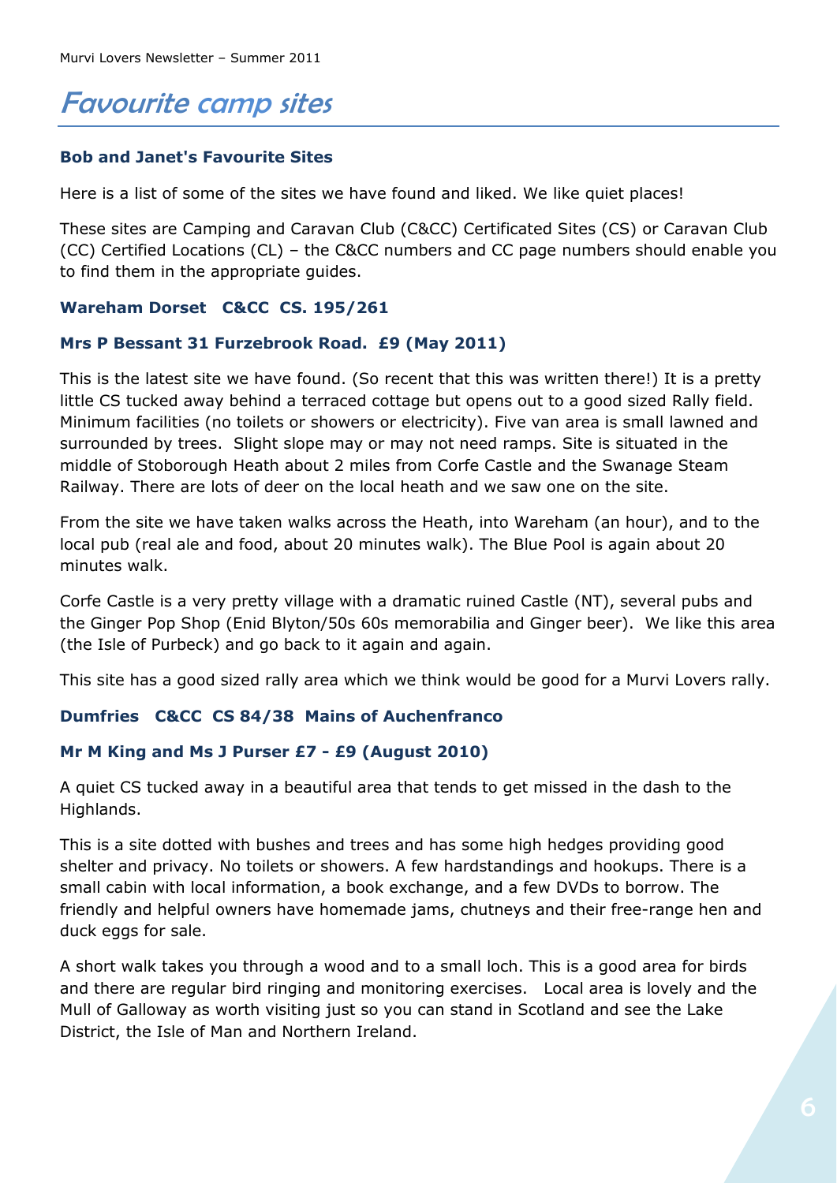# Favourite camp sites

**Bob and Janet's Favourite Sites**

Here is a list of some of the sites we have found and liked. We like quiet places!

These sites are Camping and Caravan Club (C&CC) Certificated Sites (CS) or Caravan Club (CC) Certified Locations (CL) – the C&CC numbers and CC page numbers should enable you to find them in the appropriate guides.

**Wareham Dorset   C&CC  CS. 195/261**

**Mrs P Bessant 31 Furzebrook Road.  £9 (May 2011)**

This is the latest site we have found. (So recent that this was written there!) It is a pretty little CS tucked away behind a terraced cottage but opens out to a good sized Rally field. Minimum facilities (no toilets or showers or electricity). Five van area is small lawned and surrounded by trees.  Slight slope may or may not need ramps. Site is situated in the middle of Stoborough Heath about 2 miles from Corfe Castle and the Swanage Steam Railway. There are lots of deer on the local heath and we saw one on the site.

From the site we have taken walks across the Heath, into Wareham (an hour), and to the local pub (real ale and food, about 20 minutes walk). The Blue Pool is again about 20 minutes walk.

Corfe Castle is a very pretty village with a dramatic ruined Castle (NT), several pubs and the Ginger Pop Shop (Enid Blyton/50s 60s memorabilia and Ginger beer).  We like this area (the Isle of Purbeck) and go back to it again and again.

This site has a good sized rally area which we think would be good for a Murvi Lovers rally.

**Dumfries   C&CC  CS 84/38  Mains of Auchenfranco**

**Mr M King and Ms J Purser £7 - £9 (August 2010)**

A quiet CS tucked away in a beautiful area that tends to get missed in the dash to the Highlands.

This is a site dotted with bushes and trees and has some high hedges providing good shelter and privacy. No toilets or showers. A few hardstandings and hookups. There is a small cabin with local information, a book exchange, and a few DVDs to borrow. The friendly and helpful owners have homemade jams, chutneys and their free-range hen and duck eggs for sale.

A short walk takes you through a wood and to a small loch. This is a good area for birds and there are regular bird ringing and monitoring exercises.   Local area is lovely and the Mull of Galloway as worth visiting just so you can stand in Scotland and see the Lake District, the Isle of Man and Northern Ireland.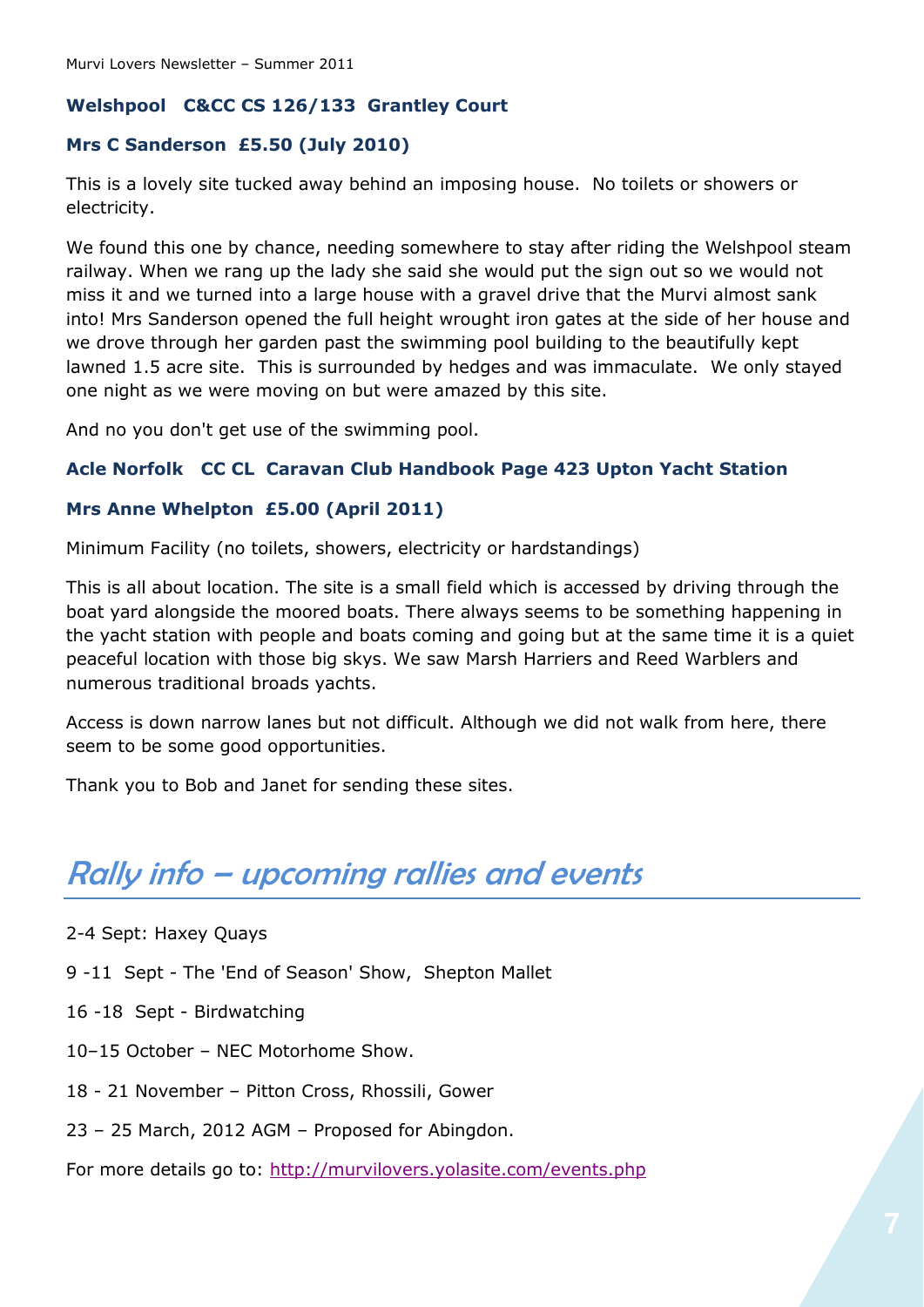**Welshpool C&CC CS 126/133 Grantley Court**

**Mrs C Sanderson £5.50 (July 2010)**

This is a lovely site tucked away behind an imposing house. No toilets or showers or electricity.

We found this one by chance, needing somewhere to stay after riding the Welshpool steam railway. When we rang up the lady she said she would put the sign out so we would not miss it and we turned into a large house with a gravel drive that the Murvi almost sank into! Mrs Sanderson opened the full height wrought iron gates at the side of her house and we drove through her garden past the swimming pool building to the beautifully kept lawned 1.5 acre site. This is surrounded by hedges and was immaculate. We only stayed one night as we were moving on but were amazed by this site.

And no you don't get use of the swimming pool.

**Acle Norfolk CC CL Caravan Club Handbook Page 423 Upton Yacht Station**

**Mrs Anne Whelpton £5.00 (April 2011)**

Minimum Facility (no toilets, showers, electricity or hardstandings)

This is all about location. The site is a small field which is accessed by driving through the boat yard alongside the moored boats. There always seems to be something happening in the yacht station with people and boats coming and going but at the same time it is a quiet peaceful location with those big skys. We saw Marsh Harriers and Reed Warblers and numerous traditional broads yachts.

Access is down narrow lanes but not difficult. Although we did not walk from here, there seem to be some good opportunities.

Thank you to Bob and Janet for sending these sites.

## *Rally info – upcoming rallies and events*

2-4 Sept: Haxey Quays

9 -11 Sept - The 'End of Season' Show, Shepton Mallet

16 -18 Sept - Birdwatching

10–15 October – NEC Motorhome Show.

18 - 21 November – Pitton Cross, Rhossili, Gower

23 – 25 March, 2012 AGM – Proposed for Abingdon.

For more details go to: http://murvilovers.yolasite.com/events.php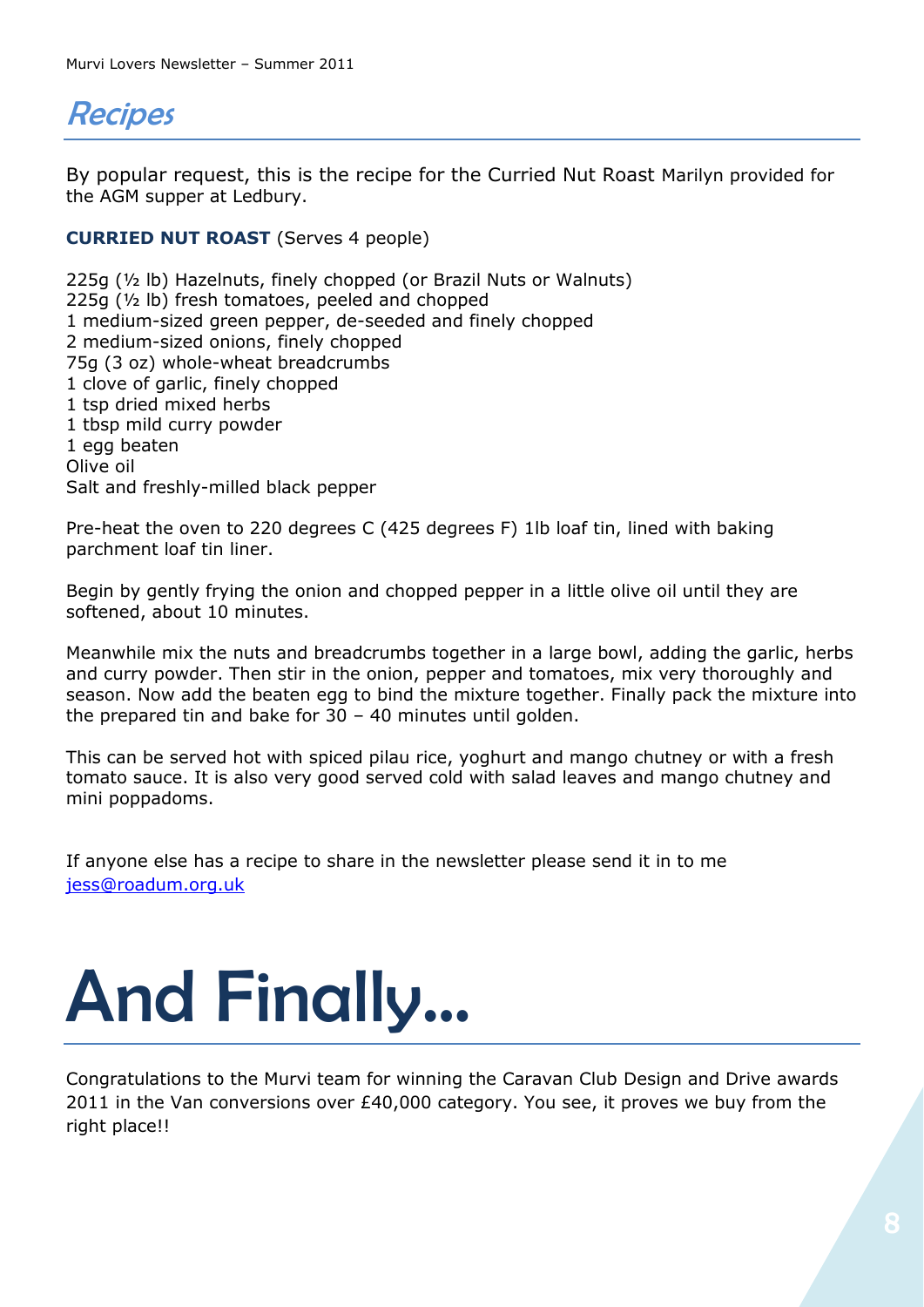# Recipes

By popular request, this is the recipe for the Curried Nut Roast Marilyn provided for the AGM supper at Ledbury.

**CURRIED NUT ROAST** (Serves 4 people)

225g (½ lb) Hazelnuts, finely chopped (or Brazil Nuts or Walnuts)
225g (½ lb) fresh tomatoes, peeled and chopped
1 medium-sized green pepper, de-seeded and finely chopped
2 medium-sized onions, finely chopped
75g (3 oz) whole-wheat breadcrumbs
1 clove of garlic, finely chopped
1 tsp dried mixed herbs
1 tbsp mild curry powder
1 egg beaten
Olive oil
Salt and freshly-milled black pepper

Pre-heat the oven to 220 degrees C (425 degrees F) 1lb loaf tin, lined with baking parchment loaf tin liner.

Begin by gently frying the onion and chopped pepper in a little olive oil until they are softened, about 10 minutes.

Meanwhile mix the nuts and breadcrumbs together in a large bowl, adding the garlic, herbs and curry powder. Then stir in the onion, pepper and tomatoes, mix very thoroughly and season. Now add the beaten egg to bind the mixture together. Finally pack the mixture into the prepared tin and bake for 30 – 40 minutes until golden.

This can be served hot with spiced pilau rice, yoghurt and mango chutney or with a fresh tomato sauce. It is also very good served cold with salad leaves and mango chutney and mini poppadoms.

If anyone else has a recipe to share in the newsletter please send it in to me jess@roadum.org.uk

# And Finally…

Congratulations to the Murvi team for winning the Caravan Club Design and Drive awards 2011 in the Van conversions over £40,000 category. You see, it proves we buy from the right place!!